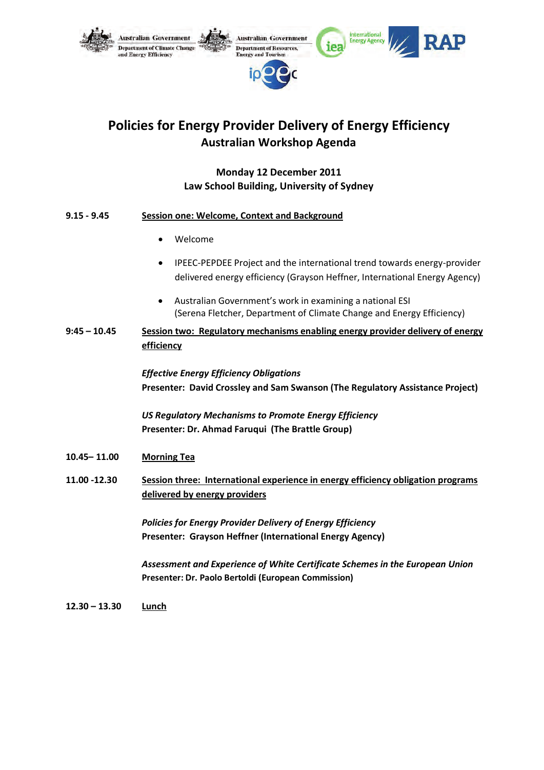# Policies for Energy Provider Delivery of Energy Efficiency

## Australian Workshop Agenda

**Monday 12 December 2011**
**Law School Building, University of Sydney**

**9.15 - 9.45** **Session one: Welcome, Context and Background**

- Welcome
- IPEEC-PEPDEE Project and the international trend towards energy-provider delivered energy efficiency (Grayson Heffner, International Energy Agency)
- Australian Government's work in examining a national ESI (Serena Fletcher, Department of Climate Change and Energy Efficiency)

**9:45 – 10.45** **Session two: Regulatory mechanisms enabling energy provider delivery of energy efficiency**

*Effective Energy Efficiency Obligations*
**Presenter: David Crossley and Sam Swanson (The Regulatory Assistance Project)**

*US Regulatory Mechanisms to Promote Energy Efficiency*
**Presenter: Dr. Ahmad Faruqui (The Brattle Group)**

**10.45– 11.00** **Morning Tea**

**11.00 -12.30** **Session three: International experience in energy efficiency obligation programs delivered by energy providers**

*Policies for Energy Provider Delivery of Energy Efficiency*
**Presenter: Grayson Heffner (International Energy Agency)**

*Assessment and Experience of White Certificate Schemes in the European Union*
**Presenter: Dr. Paolo Bertoldi (European Commission)**

**12.30 – 13.30** **Lunch**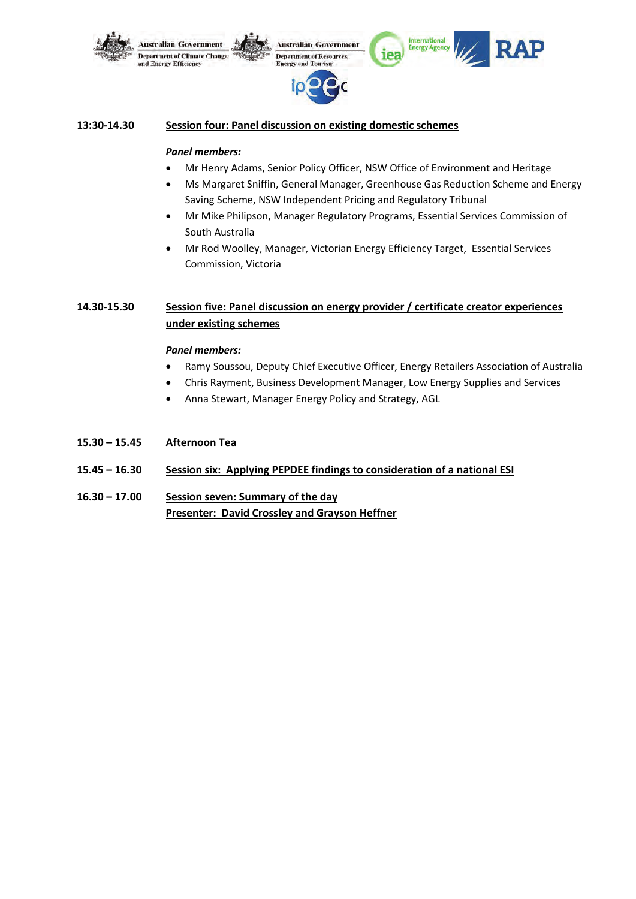**13:30-14.30** **Session four: Panel discussion on existing domestic schemes**

***Panel members:***

- Mr Henry Adams, Senior Policy Officer, NSW Office of Environment and Heritage
- Ms Margaret Sniffin, General Manager, Greenhouse Gas Reduction Scheme and Energy Saving Scheme, NSW Independent Pricing and Regulatory Tribunal
- Mr Mike Philipson, Manager Regulatory Programs, Essential Services Commission of South Australia
- Mr Rod Woolley, Manager, Victorian Energy Efficiency Target, Essential Services Commission, Victoria

**14.30-15.30** **Session five: Panel discussion on energy provider / certificate creator experiences under existing schemes**

***Panel members:***

- Ramy Soussou, Deputy Chief Executive Officer, Energy Retailers Association of Australia
- Chris Rayment, Business Development Manager, Low Energy Supplies and Services
- Anna Stewart, Manager Energy Policy and Strategy, AGL

**15.30 – 15.45** **Afternoon Tea**

**15.45 – 16.30** **Session six: Applying PEPDEE findings to consideration of a national ESI**

**16.30 – 17.00** **Session seven: Summary of the day**
**Presenter: David Crossley and Grayson Heffner**